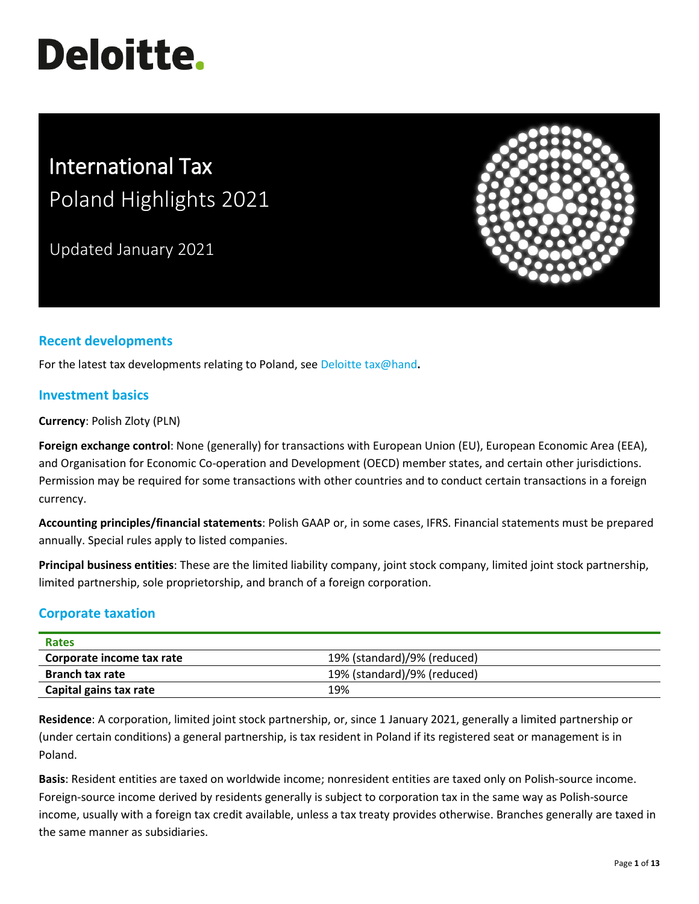# Deloitte.

# International Tax
## Poland Highlights 2021

Updated January 2021

## Recent developments

For the latest tax developments relating to Poland, see Deloitte tax@hand**.**

## Investment basics

**Currency**: Polish Zloty (PLN)

**Foreign exchange control**: None (generally) for transactions with European Union (EU), European Economic Area (EEA), and Organisation for Economic Co-operation and Development (OECD) member states, and certain other jurisdictions. Permission may be required for some transactions with other countries and to conduct certain transactions in a foreign currency.

**Accounting principles/financial statements**: Polish GAAP or, in some cases, IFRS. Financial statements must be prepared annually. Special rules apply to listed companies.

**Principal business entities**: These are the limited liability company, joint stock company, limited joint stock partnership, limited partnership, sole proprietorship, and branch of a foreign corporation.

## Corporate taxation

| Rates | |
|---|---|
| **Corporate income tax rate** | 19% (standard)/9% (reduced) |
| **Branch tax rate** | 19% (standard)/9% (reduced) |
| **Capital gains tax rate** | 19% |

**Residence**: A corporation, limited joint stock partnership, or, since 1 January 2021, generally a limited partnership or (under certain conditions) a general partnership, is tax resident in Poland if its registered seat or management is in Poland.

**Basis**: Resident entities are taxed on worldwide income; nonresident entities are taxed only on Polish-source income. Foreign-source income derived by residents generally is subject to corporation tax in the same way as Polish-source income, usually with a foreign tax credit available, unless a tax treaty provides otherwise. Branches generally are taxed in the same manner as subsidiaries.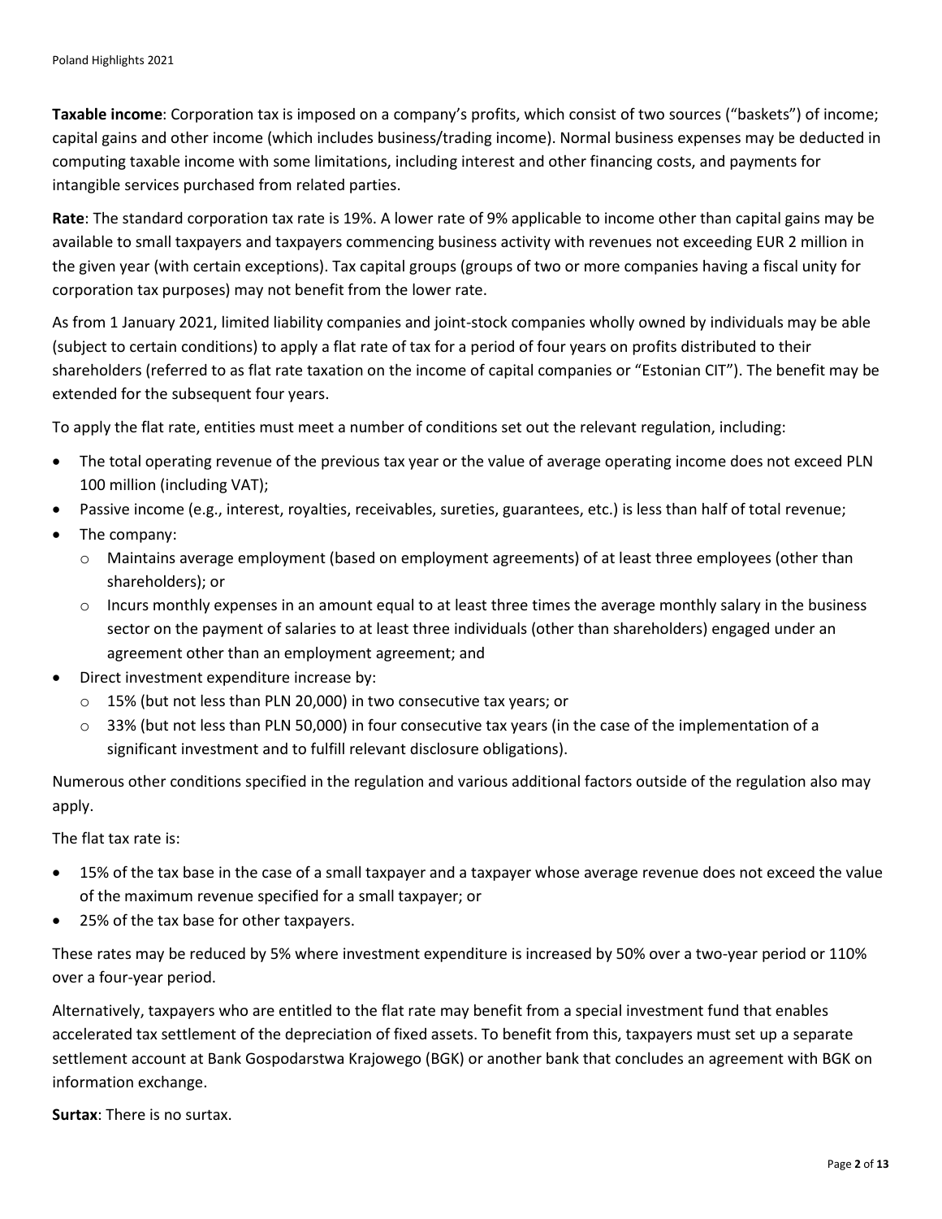**Taxable income**: Corporation tax is imposed on a company's profits, which consist of two sources ("baskets") of income; capital gains and other income (which includes business/trading income). Normal business expenses may be deducted in computing taxable income with some limitations, including interest and other financing costs, and payments for intangible services purchased from related parties.

**Rate**: The standard corporation tax rate is 19%. A lower rate of 9% applicable to income other than capital gains may be available to small taxpayers and taxpayers commencing business activity with revenues not exceeding EUR 2 million in the given year (with certain exceptions). Tax capital groups (groups of two or more companies having a fiscal unity for corporation tax purposes) may not benefit from the lower rate.

As from 1 January 2021, limited liability companies and joint-stock companies wholly owned by individuals may be able (subject to certain conditions) to apply a flat rate of tax for a period of four years on profits distributed to their shareholders (referred to as flat rate taxation on the income of capital companies or "Estonian CIT"). The benefit may be extended for the subsequent four years.

To apply the flat rate, entities must meet a number of conditions set out the relevant regulation, including:

- The total operating revenue of the previous tax year or the value of average operating income does not exceed PLN 100 million (including VAT);
- Passive income (e.g., interest, royalties, receivables, sureties, guarantees, etc.) is less than half of total revenue;
- The company:
  - Maintains average employment (based on employment agreements) of at least three employees (other than shareholders); or
  - Incurs monthly expenses in an amount equal to at least three times the average monthly salary in the business sector on the payment of salaries to at least three individuals (other than shareholders) engaged under an agreement other than an employment agreement; and
- Direct investment expenditure increase by:
  - 15% (but not less than PLN 20,000) in two consecutive tax years; or
  - 33% (but not less than PLN 50,000) in four consecutive tax years (in the case of the implementation of a significant investment and to fulfill relevant disclosure obligations).

Numerous other conditions specified in the regulation and various additional factors outside of the regulation also may apply.

The flat tax rate is:

- 15% of the tax base in the case of a small taxpayer and a taxpayer whose average revenue does not exceed the value of the maximum revenue specified for a small taxpayer; or
- 25% of the tax base for other taxpayers.

These rates may be reduced by 5% where investment expenditure is increased by 50% over a two-year period or 110% over a four-year period.

Alternatively, taxpayers who are entitled to the flat rate may benefit from a special investment fund that enables accelerated tax settlement of the depreciation of fixed assets. To benefit from this, taxpayers must set up a separate settlement account at Bank Gospodarstwa Krajowego (BGK) or another bank that concludes an agreement with BGK on information exchange.

**Surtax**: There is no surtax.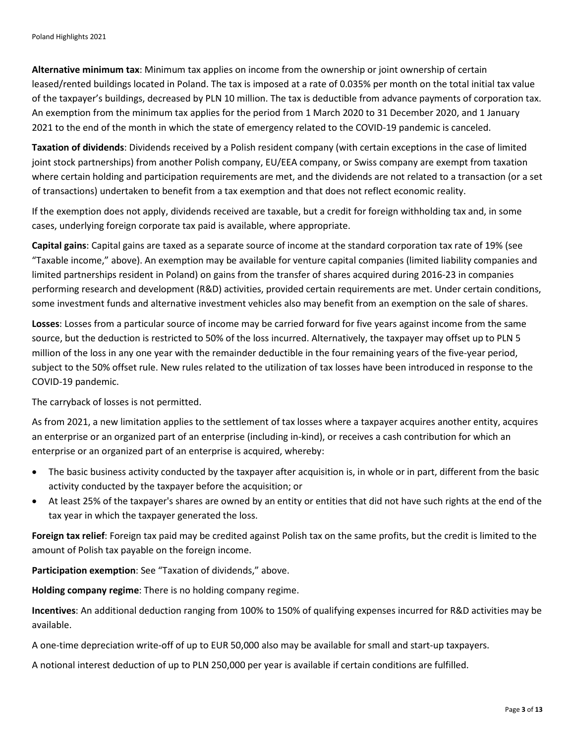**Alternative minimum tax**: Minimum tax applies on income from the ownership or joint ownership of certain leased/rented buildings located in Poland. The tax is imposed at a rate of 0.035% per month on the total initial tax value of the taxpayer's buildings, decreased by PLN 10 million. The tax is deductible from advance payments of corporation tax. An exemption from the minimum tax applies for the period from 1 March 2020 to 31 December 2020, and 1 January 2021 to the end of the month in which the state of emergency related to the COVID-19 pandemic is canceled.

**Taxation of dividends**: Dividends received by a Polish resident company (with certain exceptions in the case of limited joint stock partnerships) from another Polish company, EU/EEA company, or Swiss company are exempt from taxation where certain holding and participation requirements are met, and the dividends are not related to a transaction (or a set of transactions) undertaken to benefit from a tax exemption and that does not reflect economic reality.

If the exemption does not apply, dividends received are taxable, but a credit for foreign withholding tax and, in some cases, underlying foreign corporate tax paid is available, where appropriate.

**Capital gains**: Capital gains are taxed as a separate source of income at the standard corporation tax rate of 19% (see "Taxable income," above). An exemption may be available for venture capital companies (limited liability companies and limited partnerships resident in Poland) on gains from the transfer of shares acquired during 2016-23 in companies performing research and development (R&D) activities, provided certain requirements are met. Under certain conditions, some investment funds and alternative investment vehicles also may benefit from an exemption on the sale of shares.

**Losses**: Losses from a particular source of income may be carried forward for five years against income from the same source, but the deduction is restricted to 50% of the loss incurred. Alternatively, the taxpayer may offset up to PLN 5 million of the loss in any one year with the remainder deductible in the four remaining years of the five-year period, subject to the 50% offset rule. New rules related to the utilization of tax losses have been introduced in response to the COVID-19 pandemic.

The carryback of losses is not permitted.

As from 2021, a new limitation applies to the settlement of tax losses where a taxpayer acquires another entity, acquires an enterprise or an organized part of an enterprise (including in-kind), or receives a cash contribution for which an enterprise or an organized part of an enterprise is acquired, whereby:

- The basic business activity conducted by the taxpayer after acquisition is, in whole or in part, different from the basic activity conducted by the taxpayer before the acquisition; or
- At least 25% of the taxpayer's shares are owned by an entity or entities that did not have such rights at the end of the tax year in which the taxpayer generated the loss.

**Foreign tax relief**: Foreign tax paid may be credited against Polish tax on the same profits, but the credit is limited to the amount of Polish tax payable on the foreign income.

**Participation exemption**: See "Taxation of dividends," above.

**Holding company regime**: There is no holding company regime.

**Incentives**: An additional deduction ranging from 100% to 150% of qualifying expenses incurred for R&D activities may be available.

A one-time depreciation write-off of up to EUR 50,000 also may be available for small and start-up taxpayers.

A notional interest deduction of up to PLN 250,000 per year is available if certain conditions are fulfilled.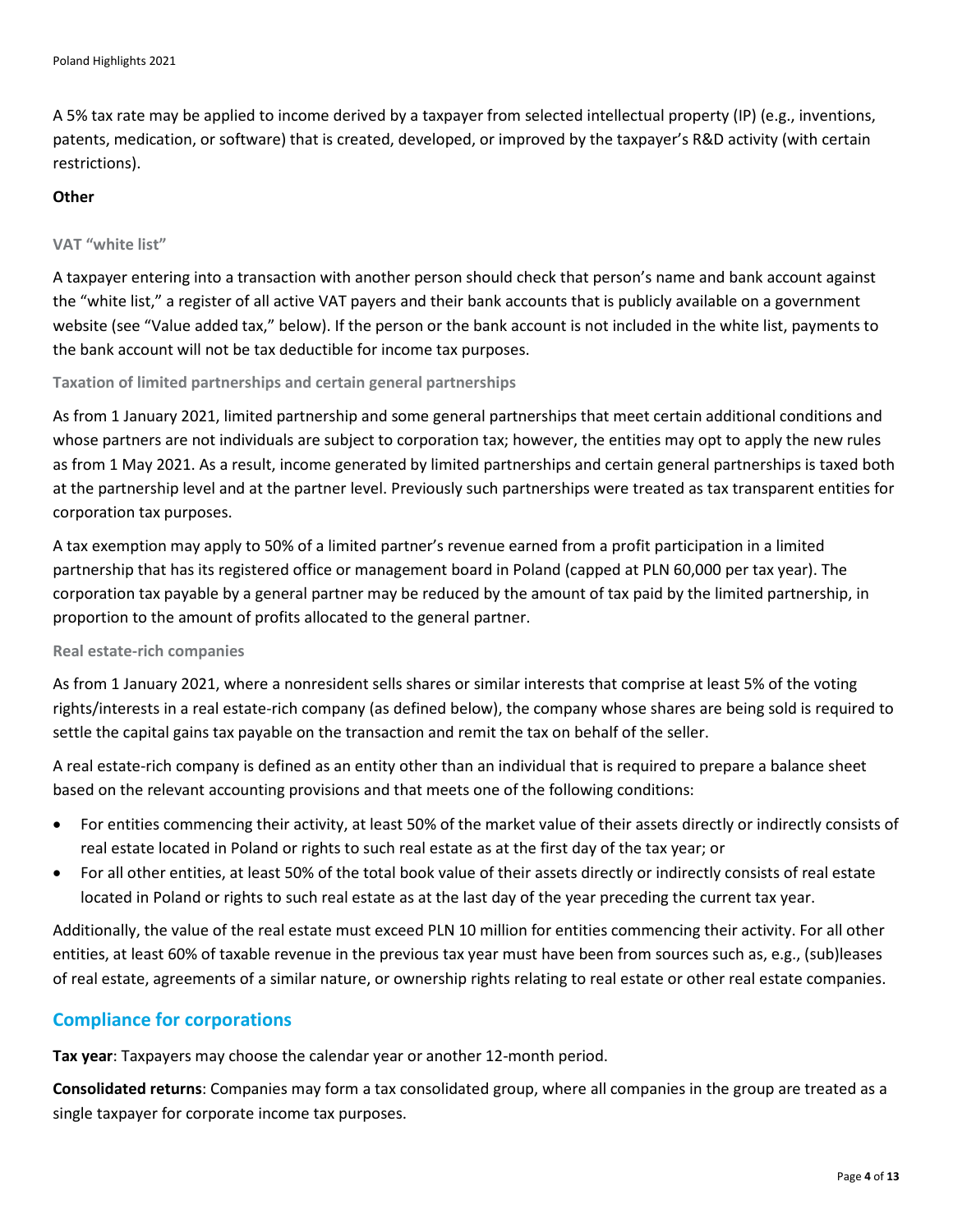A 5% tax rate may be applied to income derived by a taxpayer from selected intellectual property (IP) (e.g., inventions, patents, medication, or software) that is created, developed, or improved by the taxpayer's R&D activity (with certain restrictions).

**Other**

#### VAT "white list"

A taxpayer entering into a transaction with another person should check that person's name and bank account against the "white list," a register of all active VAT payers and their bank accounts that is publicly available on a government website (see "Value added tax," below). If the person or the bank account is not included in the white list, payments to the bank account will not be tax deductible for income tax purposes.

#### Taxation of limited partnerships and certain general partnerships

As from 1 January 2021, limited partnership and some general partnerships that meet certain additional conditions and whose partners are not individuals are subject to corporation tax; however, the entities may opt to apply the new rules as from 1 May 2021. As a result, income generated by limited partnerships and certain general partnerships is taxed both at the partnership level and at the partner level. Previously such partnerships were treated as tax transparent entities for corporation tax purposes.

A tax exemption may apply to 50% of a limited partner's revenue earned from a profit participation in a limited partnership that has its registered office or management board in Poland (capped at PLN 60,000 per tax year). The corporation tax payable by a general partner may be reduced by the amount of tax paid by the limited partnership, in proportion to the amount of profits allocated to the general partner.

#### Real estate-rich companies

As from 1 January 2021, where a nonresident sells shares or similar interests that comprise at least 5% of the voting rights/interests in a real estate-rich company (as defined below), the company whose shares are being sold is required to settle the capital gains tax payable on the transaction and remit the tax on behalf of the seller.

A real estate-rich company is defined as an entity other than an individual that is required to prepare a balance sheet based on the relevant accounting provisions and that meets one of the following conditions:

- For entities commencing their activity, at least 50% of the market value of their assets directly or indirectly consists of real estate located in Poland or rights to such real estate as at the first day of the tax year; or
- For all other entities, at least 50% of the total book value of their assets directly or indirectly consists of real estate located in Poland or rights to such real estate as at the last day of the year preceding the current tax year.

Additionally, the value of the real estate must exceed PLN 10 million for entities commencing their activity. For all other entities, at least 60% of taxable revenue in the previous tax year must have been from sources such as, e.g., (sub)leases of real estate, agreements of a similar nature, or ownership rights relating to real estate or other real estate companies.

## Compliance for corporations

**Tax year**: Taxpayers may choose the calendar year or another 12-month period.

**Consolidated returns**: Companies may form a tax consolidated group, where all companies in the group are treated as a single taxpayer for corporate income tax purposes.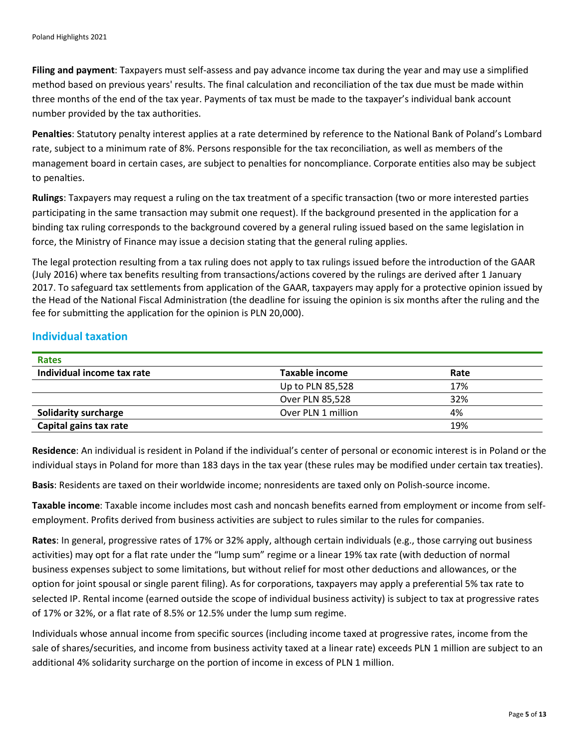**Filing and payment**: Taxpayers must self-assess and pay advance income tax during the year and may use a simplified method based on previous years' results. The final calculation and reconciliation of the tax due must be made within three months of the end of the tax year. Payments of tax must be made to the taxpayer's individual bank account number provided by the tax authorities.

**Penalties**: Statutory penalty interest applies at a rate determined by reference to the National Bank of Poland's Lombard rate, subject to a minimum rate of 8%. Persons responsible for the tax reconciliation, as well as members of the management board in certain cases, are subject to penalties for noncompliance. Corporate entities also may be subject to penalties.

**Rulings**: Taxpayers may request a ruling on the tax treatment of a specific transaction (two or more interested parties participating in the same transaction may submit one request). If the background presented in the application for a binding tax ruling corresponds to the background covered by a general ruling issued based on the same legislation in force, the Ministry of Finance may issue a decision stating that the general ruling applies.

The legal protection resulting from a tax ruling does not apply to tax rulings issued before the introduction of the GAAR (July 2016) where tax benefits resulting from transactions/actions covered by the rulings are derived after 1 January 2017. To safeguard tax settlements from application of the GAAR, taxpayers may apply for a protective opinion issued by the Head of the National Fiscal Administration (the deadline for issuing the opinion is six months after the ruling and the fee for submitting the application for the opinion is PLN 20,000).

## Individual taxation

| Rates | | |
|---|---|---|
| **Individual income tax rate** | **Taxable income** | **Rate** |
| | Up to PLN 85,528 | 17% |
| | Over PLN 85,528 | 32% |
| **Solidarity surcharge** | Over PLN 1 million | 4% |
| **Capital gains tax rate** | | 19% |

**Residence**: An individual is resident in Poland if the individual's center of personal or economic interest is in Poland or the individual stays in Poland for more than 183 days in the tax year (these rules may be modified under certain tax treaties).

**Basis**: Residents are taxed on their worldwide income; nonresidents are taxed only on Polish-source income.

**Taxable income**: Taxable income includes most cash and noncash benefits earned from employment or income from self-employment. Profits derived from business activities are subject to rules similar to the rules for companies.

**Rates**: In general, progressive rates of 17% or 32% apply, although certain individuals (e.g., those carrying out business activities) may opt for a flat rate under the "lump sum" regime or a linear 19% tax rate (with deduction of normal business expenses subject to some limitations, but without relief for most other deductions and allowances, or the option for joint spousal or single parent filing). As for corporations, taxpayers may apply a preferential 5% tax rate to selected IP. Rental income (earned outside the scope of individual business activity) is subject to tax at progressive rates of 17% or 32%, or a flat rate of 8.5% or 12.5% under the lump sum regime.

Individuals whose annual income from specific sources (including income taxed at progressive rates, income from the sale of shares/securities, and income from business activity taxed at a linear rate) exceeds PLN 1 million are subject to an additional 4% solidarity surcharge on the portion of income in excess of PLN 1 million.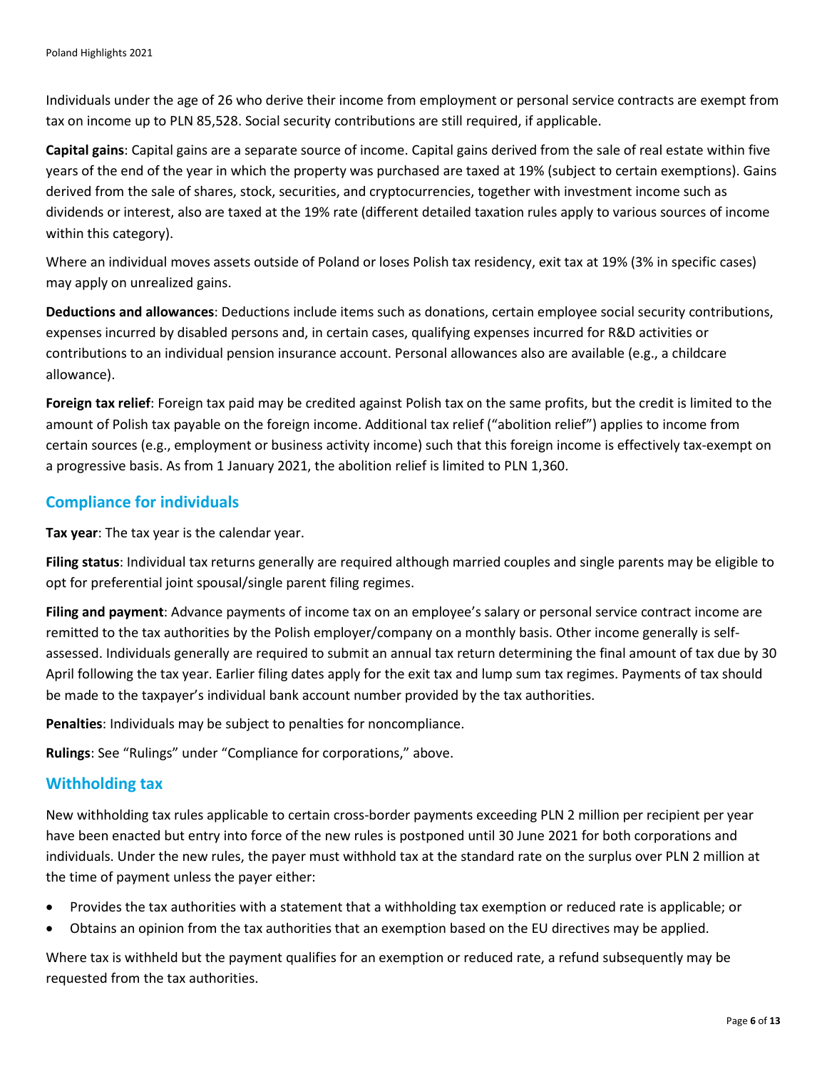Individuals under the age of 26 who derive their income from employment or personal service contracts are exempt from tax on income up to PLN 85,528. Social security contributions are still required, if applicable.

**Capital gains**: Capital gains are a separate source of income. Capital gains derived from the sale of real estate within five years of the end of the year in which the property was purchased are taxed at 19% (subject to certain exemptions). Gains derived from the sale of shares, stock, securities, and cryptocurrencies, together with investment income such as dividends or interest, also are taxed at the 19% rate (different detailed taxation rules apply to various sources of income within this category).

Where an individual moves assets outside of Poland or loses Polish tax residency, exit tax at 19% (3% in specific cases) may apply on unrealized gains.

**Deductions and allowances**: Deductions include items such as donations, certain employee social security contributions, expenses incurred by disabled persons and, in certain cases, qualifying expenses incurred for R&D activities or contributions to an individual pension insurance account. Personal allowances also are available (e.g., a childcare allowance).

**Foreign tax relief**: Foreign tax paid may be credited against Polish tax on the same profits, but the credit is limited to the amount of Polish tax payable on the foreign income. Additional tax relief ("abolition relief") applies to income from certain sources (e.g., employment or business activity income) such that this foreign income is effectively tax-exempt on a progressive basis. As from 1 January 2021, the abolition relief is limited to PLN 1,360.

## Compliance for individuals

**Tax year**: The tax year is the calendar year.

**Filing status**: Individual tax returns generally are required although married couples and single parents may be eligible to opt for preferential joint spousal/single parent filing regimes.

**Filing and payment**: Advance payments of income tax on an employee's salary or personal service contract income are remitted to the tax authorities by the Polish employer/company on a monthly basis. Other income generally is self-assessed. Individuals generally are required to submit an annual tax return determining the final amount of tax due by 30 April following the tax year. Earlier filing dates apply for the exit tax and lump sum tax regimes. Payments of tax should be made to the taxpayer's individual bank account number provided by the tax authorities.

**Penalties**: Individuals may be subject to penalties for noncompliance.

**Rulings**: See "Rulings" under "Compliance for corporations," above.

## Withholding tax

New withholding tax rules applicable to certain cross-border payments exceeding PLN 2 million per recipient per year have been enacted but entry into force of the new rules is postponed until 30 June 2021 for both corporations and individuals. Under the new rules, the payer must withhold tax at the standard rate on the surplus over PLN 2 million at the time of payment unless the payer either:

- Provides the tax authorities with a statement that a withholding tax exemption or reduced rate is applicable; or
- Obtains an opinion from the tax authorities that an exemption based on the EU directives may be applied.

Where tax is withheld but the payment qualifies for an exemption or reduced rate, a refund subsequently may be requested from the tax authorities.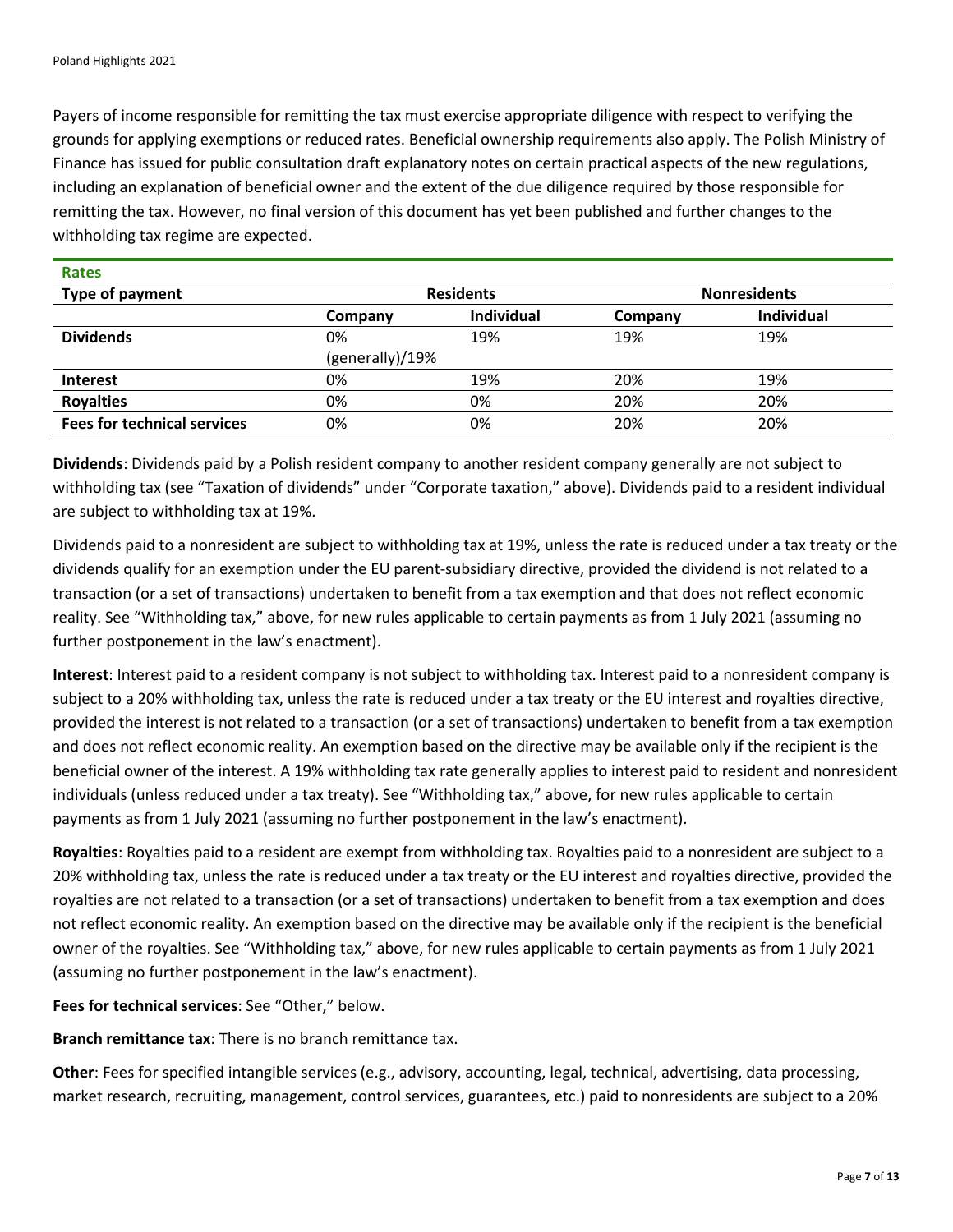Payers of income responsible for remitting the tax must exercise appropriate diligence with respect to verifying the grounds for applying exemptions or reduced rates. Beneficial ownership requirements also apply. The Polish Ministry of Finance has issued for public consultation draft explanatory notes on certain practical aspects of the new regulations, including an explanation of beneficial owner and the extent of the due diligence required by those responsible for remitting the tax. However, no final version of this document has yet been published and further changes to the withholding tax regime are expected.

**Rates**

| Type of payment | Residents | | Nonresidents | |
|---|---|---|---|---|
| | Company | Individual | Company | Individual |
| **Dividends** | 0% (generally)/19% | 19% | 19% | 19% |
| **Interest** | 0% | 19% | 20% | 19% |
| **Royalties** | 0% | 0% | 20% | 20% |
| **Fees for technical services** | 0% | 0% | 20% | 20% |

**Dividends**: Dividends paid by a Polish resident company to another resident company generally are not subject to withholding tax (see "Taxation of dividends" under "Corporate taxation," above). Dividends paid to a resident individual are subject to withholding tax at 19%.

Dividends paid to a nonresident are subject to withholding tax at 19%, unless the rate is reduced under a tax treaty or the dividends qualify for an exemption under the EU parent-subsidiary directive, provided the dividend is not related to a transaction (or a set of transactions) undertaken to benefit from a tax exemption and that does not reflect economic reality. See "Withholding tax," above, for new rules applicable to certain payments as from 1 July 2021 (assuming no further postponement in the law's enactment).

**Interest**: Interest paid to a resident company is not subject to withholding tax. Interest paid to a nonresident company is subject to a 20% withholding tax, unless the rate is reduced under a tax treaty or the EU interest and royalties directive, provided the interest is not related to a transaction (or a set of transactions) undertaken to benefit from a tax exemption and does not reflect economic reality. An exemption based on the directive may be available only if the recipient is the beneficial owner of the interest. A 19% withholding tax rate generally applies to interest paid to resident and nonresident individuals (unless reduced under a tax treaty). See "Withholding tax," above, for new rules applicable to certain payments as from 1 July 2021 (assuming no further postponement in the law's enactment).

**Royalties**: Royalties paid to a resident are exempt from withholding tax. Royalties paid to a nonresident are subject to a 20% withholding tax, unless the rate is reduced under a tax treaty or the EU interest and royalties directive, provided the royalties are not related to a transaction (or a set of transactions) undertaken to benefit from a tax exemption and does not reflect economic reality. An exemption based on the directive may be available only if the recipient is the beneficial owner of the royalties. See "Withholding tax," above, for new rules applicable to certain payments as from 1 July 2021 (assuming no further postponement in the law's enactment).

**Fees for technical services**: See "Other," below.

**Branch remittance tax**: There is no branch remittance tax.

**Other**: Fees for specified intangible services (e.g., advisory, accounting, legal, technical, advertising, data processing, market research, recruiting, management, control services, guarantees, etc.) paid to nonresidents are subject to a 20%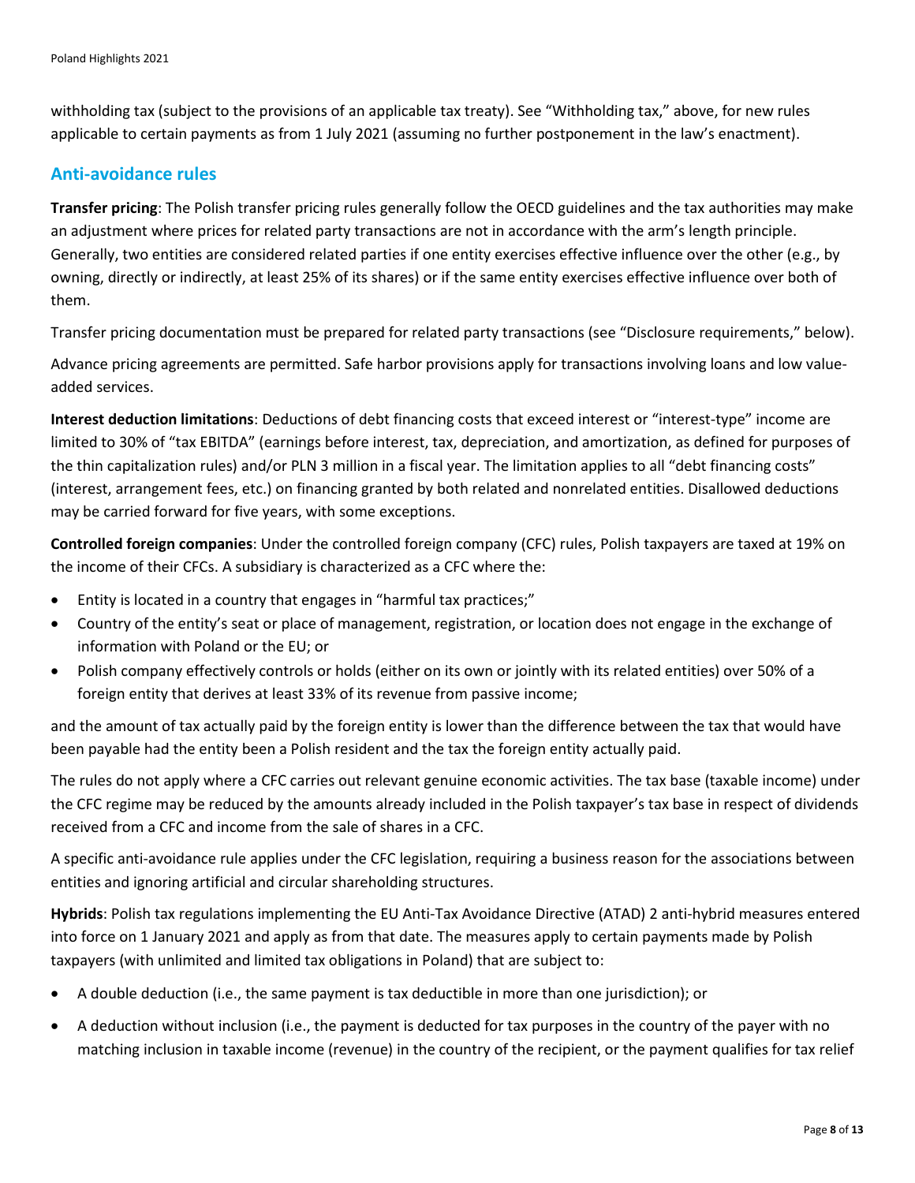withholding tax (subject to the provisions of an applicable tax treaty). See "Withholding tax," above, for new rules applicable to certain payments as from 1 July 2021 (assuming no further postponement in the law's enactment).

## Anti-avoidance rules

**Transfer pricing**: The Polish transfer pricing rules generally follow the OECD guidelines and the tax authorities may make an adjustment where prices for related party transactions are not in accordance with the arm's length principle. Generally, two entities are considered related parties if one entity exercises effective influence over the other (e.g., by owning, directly or indirectly, at least 25% of its shares) or if the same entity exercises effective influence over both of them.

Transfer pricing documentation must be prepared for related party transactions (see "Disclosure requirements," below).

Advance pricing agreements are permitted. Safe harbor provisions apply for transactions involving loans and low value-added services.

**Interest deduction limitations**: Deductions of debt financing costs that exceed interest or "interest-type" income are limited to 30% of "tax EBITDA" (earnings before interest, tax, depreciation, and amortization, as defined for purposes of the thin capitalization rules) and/or PLN 3 million in a fiscal year. The limitation applies to all "debt financing costs" (interest, arrangement fees, etc.) on financing granted by both related and nonrelated entities. Disallowed deductions may be carried forward for five years, with some exceptions.

**Controlled foreign companies**: Under the controlled foreign company (CFC) rules, Polish taxpayers are taxed at 19% on the income of their CFCs. A subsidiary is characterized as a CFC where the:

- Entity is located in a country that engages in "harmful tax practices;"
- Country of the entity's seat or place of management, registration, or location does not engage in the exchange of information with Poland or the EU; or
- Polish company effectively controls or holds (either on its own or jointly with its related entities) over 50% of a foreign entity that derives at least 33% of its revenue from passive income;

and the amount of tax actually paid by the foreign entity is lower than the difference between the tax that would have been payable had the entity been a Polish resident and the tax the foreign entity actually paid.

The rules do not apply where a CFC carries out relevant genuine economic activities. The tax base (taxable income) under the CFC regime may be reduced by the amounts already included in the Polish taxpayer's tax base in respect of dividends received from a CFC and income from the sale of shares in a CFC.

A specific anti-avoidance rule applies under the CFC legislation, requiring a business reason for the associations between entities and ignoring artificial and circular shareholding structures.

**Hybrids**: Polish tax regulations implementing the EU Anti-Tax Avoidance Directive (ATAD) 2 anti-hybrid measures entered into force on 1 January 2021 and apply as from that date. The measures apply to certain payments made by Polish taxpayers (with unlimited and limited tax obligations in Poland) that are subject to:

- A double deduction (i.e., the same payment is tax deductible in more than one jurisdiction); or
- A deduction without inclusion (i.e., the payment is deducted for tax purposes in the country of the payer with no matching inclusion in taxable income (revenue) in the country of the recipient, or the payment qualifies for tax relief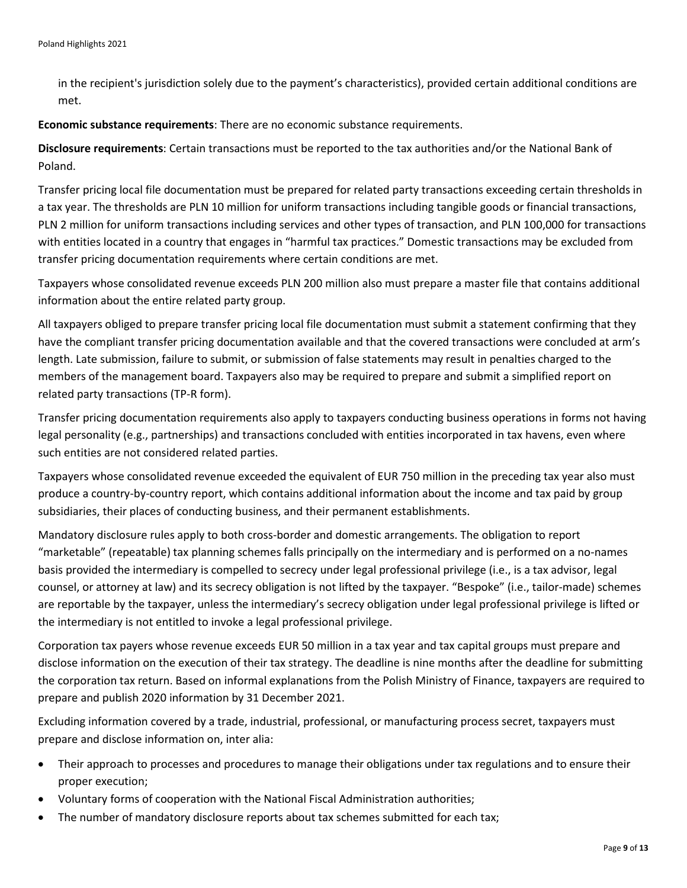in the recipient's jurisdiction solely due to the payment's characteristics), provided certain additional conditions are met.

**Economic substance requirements**: There are no economic substance requirements.

**Disclosure requirements**: Certain transactions must be reported to the tax authorities and/or the National Bank of Poland.

Transfer pricing local file documentation must be prepared for related party transactions exceeding certain thresholds in a tax year. The thresholds are PLN 10 million for uniform transactions including tangible goods or financial transactions, PLN 2 million for uniform transactions including services and other types of transaction, and PLN 100,000 for transactions with entities located in a country that engages in "harmful tax practices." Domestic transactions may be excluded from transfer pricing documentation requirements where certain conditions are met.

Taxpayers whose consolidated revenue exceeds PLN 200 million also must prepare a master file that contains additional information about the entire related party group.

All taxpayers obliged to prepare transfer pricing local file documentation must submit a statement confirming that they have the compliant transfer pricing documentation available and that the covered transactions were concluded at arm's length. Late submission, failure to submit, or submission of false statements may result in penalties charged to the members of the management board. Taxpayers also may be required to prepare and submit a simplified report on related party transactions (TP-R form).

Transfer pricing documentation requirements also apply to taxpayers conducting business operations in forms not having legal personality (e.g., partnerships) and transactions concluded with entities incorporated in tax havens, even where such entities are not considered related parties.

Taxpayers whose consolidated revenue exceeded the equivalent of EUR 750 million in the preceding tax year also must produce a country-by-country report, which contains additional information about the income and tax paid by group subsidiaries, their places of conducting business, and their permanent establishments.

Mandatory disclosure rules apply to both cross-border and domestic arrangements. The obligation to report "marketable" (repeatable) tax planning schemes falls principally on the intermediary and is performed on a no-names basis provided the intermediary is compelled to secrecy under legal professional privilege (i.e., is a tax advisor, legal counsel, or attorney at law) and its secrecy obligation is not lifted by the taxpayer. "Bespoke" (i.e., tailor-made) schemes are reportable by the taxpayer, unless the intermediary's secrecy obligation under legal professional privilege is lifted or the intermediary is not entitled to invoke a legal professional privilege.

Corporation tax payers whose revenue exceeds EUR 50 million in a tax year and tax capital groups must prepare and disclose information on the execution of their tax strategy. The deadline is nine months after the deadline for submitting the corporation tax return. Based on informal explanations from the Polish Ministry of Finance, taxpayers are required to prepare and publish 2020 information by 31 December 2021.

Excluding information covered by a trade, industrial, professional, or manufacturing process secret, taxpayers must prepare and disclose information on, inter alia:

- Their approach to processes and procedures to manage their obligations under tax regulations and to ensure their proper execution;
- Voluntary forms of cooperation with the National Fiscal Administration authorities;
- The number of mandatory disclosure reports about tax schemes submitted for each tax;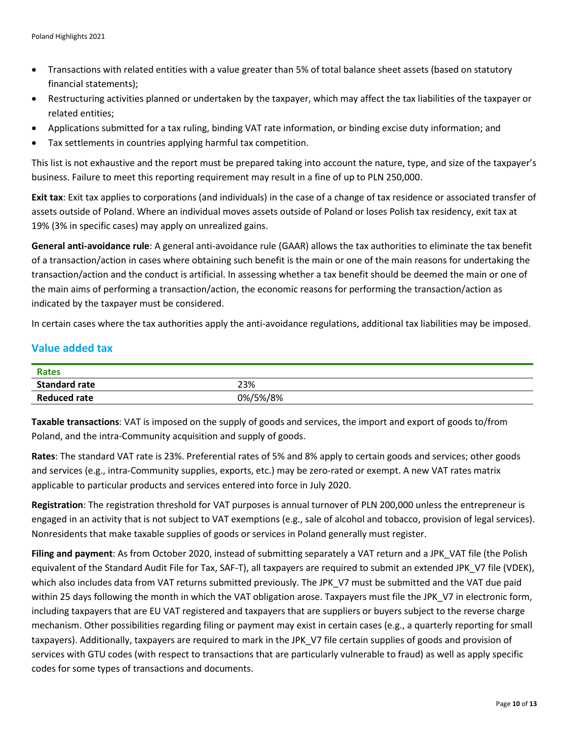- Transactions with related entities with a value greater than 5% of total balance sheet assets (based on statutory financial statements);
- Restructuring activities planned or undertaken by the taxpayer, which may affect the tax liabilities of the taxpayer or related entities;
- Applications submitted for a tax ruling, binding VAT rate information, or binding excise duty information; and
- Tax settlements in countries applying harmful tax competition.

This list is not exhaustive and the report must be prepared taking into account the nature, type, and size of the taxpayer's business. Failure to meet this reporting requirement may result in a fine of up to PLN 250,000.

**Exit tax**: Exit tax applies to corporations (and individuals) in the case of a change of tax residence or associated transfer of assets outside of Poland. Where an individual moves assets outside of Poland or loses Polish tax residency, exit tax at 19% (3% in specific cases) may apply on unrealized gains.

**General anti-avoidance rule**: A general anti-avoidance rule (GAAR) allows the tax authorities to eliminate the tax benefit of a transaction/action in cases where obtaining such benefit is the main or one of the main reasons for undertaking the transaction/action and the conduct is artificial. In assessing whether a tax benefit should be deemed the main or one of the main aims of performing a transaction/action, the economic reasons for performing the transaction/action as indicated by the taxpayer must be considered.

In certain cases where the tax authorities apply the anti-avoidance regulations, additional tax liabilities may be imposed.

## Value added tax

| Rates | |
|---|---|
| **Standard rate** | 23% |
| **Reduced rate** | 0%/5%/8% |

**Taxable transactions**: VAT is imposed on the supply of goods and services, the import and export of goods to/from Poland, and the intra-Community acquisition and supply of goods.

**Rates**: The standard VAT rate is 23%. Preferential rates of 5% and 8% apply to certain goods and services; other goods and services (e.g., intra-Community supplies, exports, etc.) may be zero-rated or exempt. A new VAT rates matrix applicable to particular products and services entered into force in July 2020.

**Registration**: The registration threshold for VAT purposes is annual turnover of PLN 200,000 unless the entrepreneur is engaged in an activity that is not subject to VAT exemptions (e.g., sale of alcohol and tobacco, provision of legal services). Nonresidents that make taxable supplies of goods or services in Poland generally must register.

**Filing and payment**: As from October 2020, instead of submitting separately a VAT return and a JPK_VAT file (the Polish equivalent of the Standard Audit File for Tax, SAF-T), all taxpayers are required to submit an extended JPK_V7 file (VDEK), which also includes data from VAT returns submitted previously. The JPK_V7 must be submitted and the VAT due paid within 25 days following the month in which the VAT obligation arose. Taxpayers must file the JPK_V7 in electronic form, including taxpayers that are EU VAT registered and taxpayers that are suppliers or buyers subject to the reverse charge mechanism. Other possibilities regarding filing or payment may exist in certain cases (e.g., a quarterly reporting for small taxpayers). Additionally, taxpayers are required to mark in the JPK_V7 file certain supplies of goods and provision of services with GTU codes (with respect to transactions that are particularly vulnerable to fraud) as well as apply specific codes for some types of transactions and documents.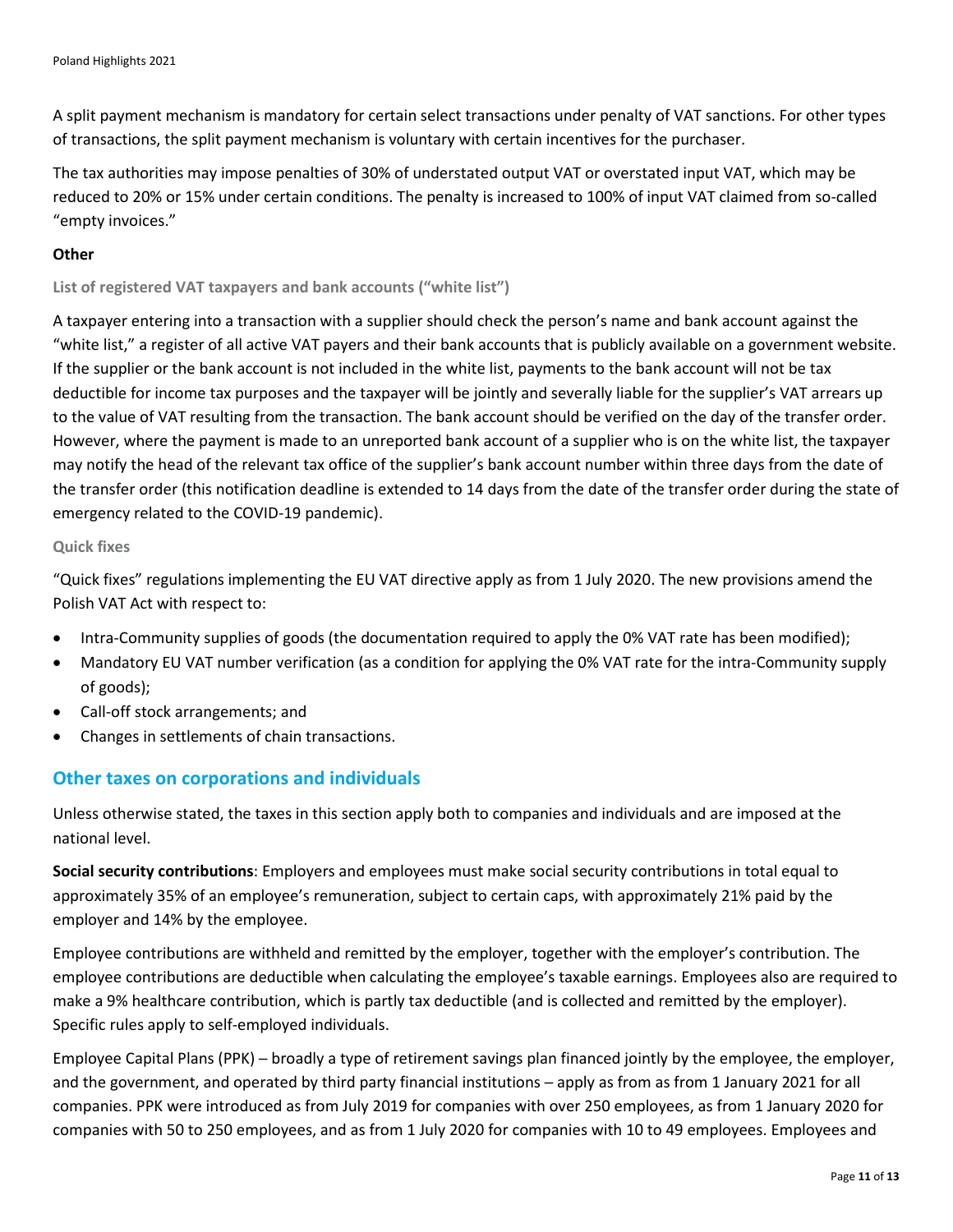A split payment mechanism is mandatory for certain select transactions under penalty of VAT sanctions. For other types of transactions, the split payment mechanism is voluntary with certain incentives for the purchaser.

The tax authorities may impose penalties of 30% of understated output VAT or overstated input VAT, which may be reduced to 20% or 15% under certain conditions. The penalty is increased to 100% of input VAT claimed from so-called "empty invoices."

**Other**

#### List of registered VAT taxpayers and bank accounts ("white list")

A taxpayer entering into a transaction with a supplier should check the person's name and bank account against the "white list," a register of all active VAT payers and their bank accounts that is publicly available on a government website. If the supplier or the bank account is not included in the white list, payments to the bank account will not be tax deductible for income tax purposes and the taxpayer will be jointly and severally liable for the supplier's VAT arrears up to the value of VAT resulting from the transaction. The bank account should be verified on the day of the transfer order. However, where the payment is made to an unreported bank account of a supplier who is on the white list, the taxpayer may notify the head of the relevant tax office of the supplier's bank account number within three days from the date of the transfer order (this notification deadline is extended to 14 days from the date of the transfer order during the state of emergency related to the COVID-19 pandemic).

#### Quick fixes

"Quick fixes" regulations implementing the EU VAT directive apply as from 1 July 2020. The new provisions amend the Polish VAT Act with respect to:

- Intra-Community supplies of goods (the documentation required to apply the 0% VAT rate has been modified);
- Mandatory EU VAT number verification (as a condition for applying the 0% VAT rate for the intra-Community supply of goods);
- Call-off stock arrangements; and
- Changes in settlements of chain transactions.

## Other taxes on corporations and individuals

Unless otherwise stated, the taxes in this section apply both to companies and individuals and are imposed at the national level.

**Social security contributions**: Employers and employees must make social security contributions in total equal to approximately 35% of an employee's remuneration, subject to certain caps, with approximately 21% paid by the employer and 14% by the employee.

Employee contributions are withheld and remitted by the employer, together with the employer's contribution. The employee contributions are deductible when calculating the employee's taxable earnings. Employees also are required to make a 9% healthcare contribution, which is partly tax deductible (and is collected and remitted by the employer). Specific rules apply to self-employed individuals.

Employee Capital Plans (PPK) – broadly a type of retirement savings plan financed jointly by the employee, the employer, and the government, and operated by third party financial institutions – apply as from as from 1 January 2021 for all companies. PPK were introduced as from July 2019 for companies with over 250 employees, as from 1 January 2020 for companies with 50 to 250 employees, and as from 1 July 2020 for companies with 10 to 49 employees. Employees and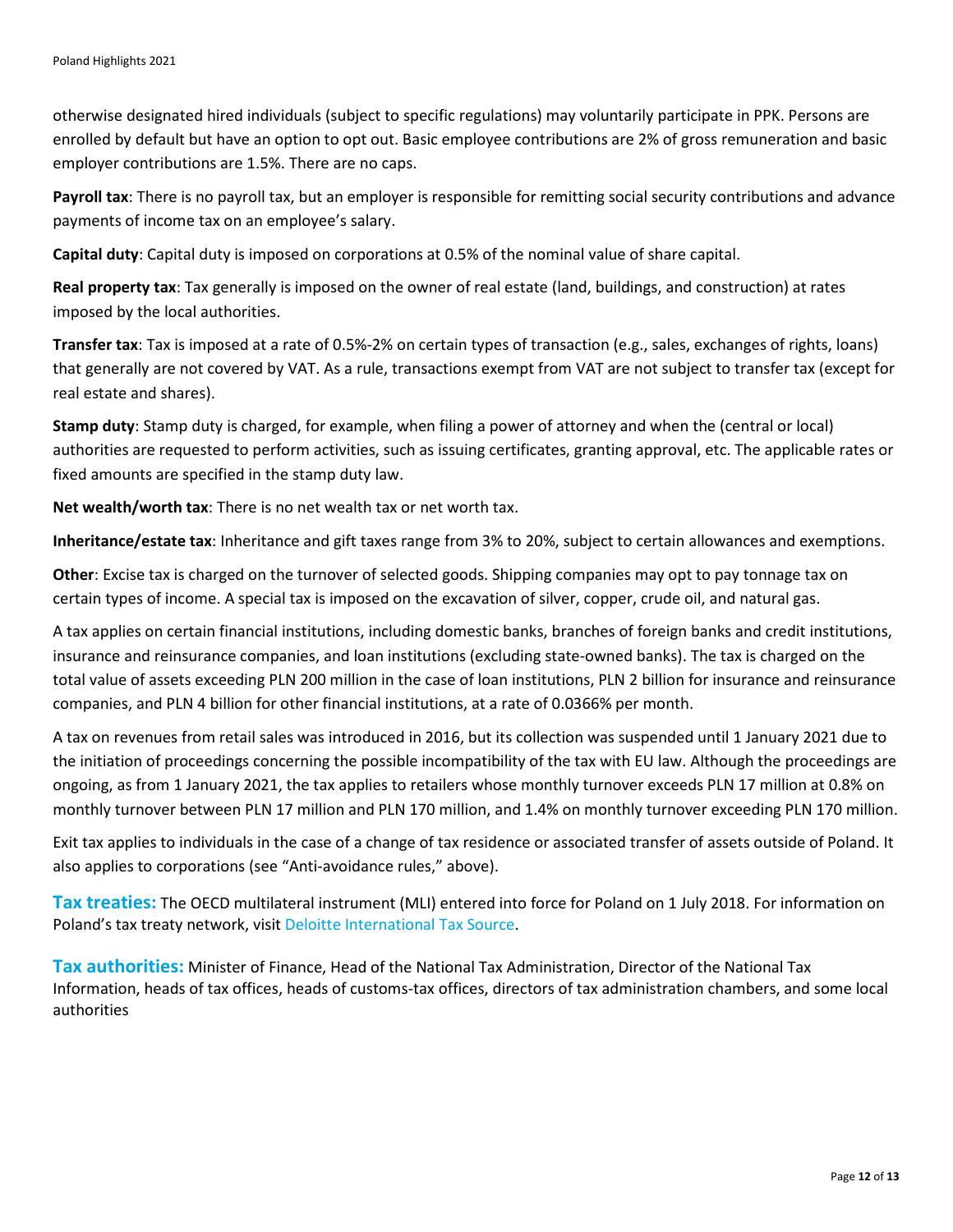otherwise designated hired individuals (subject to specific regulations) may voluntarily participate in PPK. Persons are enrolled by default but have an option to opt out. Basic employee contributions are 2% of gross remuneration and basic employer contributions are 1.5%. There are no caps.

**Payroll tax**: There is no payroll tax, but an employer is responsible for remitting social security contributions and advance payments of income tax on an employee's salary.

**Capital duty**: Capital duty is imposed on corporations at 0.5% of the nominal value of share capital.

**Real property tax**: Tax generally is imposed on the owner of real estate (land, buildings, and construction) at rates imposed by the local authorities.

**Transfer tax**: Tax is imposed at a rate of 0.5%-2% on certain types of transaction (e.g., sales, exchanges of rights, loans) that generally are not covered by VAT. As a rule, transactions exempt from VAT are not subject to transfer tax (except for real estate and shares).

**Stamp duty**: Stamp duty is charged, for example, when filing a power of attorney and when the (central or local) authorities are requested to perform activities, such as issuing certificates, granting approval, etc. The applicable rates or fixed amounts are specified in the stamp duty law.

**Net wealth/worth tax**: There is no net wealth tax or net worth tax.

**Inheritance/estate tax**: Inheritance and gift taxes range from 3% to 20%, subject to certain allowances and exemptions.

**Other**: Excise tax is charged on the turnover of selected goods. Shipping companies may opt to pay tonnage tax on certain types of income. A special tax is imposed on the excavation of silver, copper, crude oil, and natural gas.

A tax applies on certain financial institutions, including domestic banks, branches of foreign banks and credit institutions, insurance and reinsurance companies, and loan institutions (excluding state-owned banks). The tax is charged on the total value of assets exceeding PLN 200 million in the case of loan institutions, PLN 2 billion for insurance and reinsurance companies, and PLN 4 billion for other financial institutions, at a rate of 0.0366% per month.

A tax on revenues from retail sales was introduced in 2016, but its collection was suspended until 1 January 2021 due to the initiation of proceedings concerning the possible incompatibility of the tax with EU law. Although the proceedings are ongoing, as from 1 January 2021, the tax applies to retailers whose monthly turnover exceeds PLN 17 million at 0.8% on monthly turnover between PLN 17 million and PLN 170 million, and 1.4% on monthly turnover exceeding PLN 170 million.

Exit tax applies to individuals in the case of a change of tax residence or associated transfer of assets outside of Poland. It also applies to corporations (see "Anti-avoidance rules," above).

**Tax treaties:** The OECD multilateral instrument (MLI) entered into force for Poland on 1 July 2018. For information on Poland's tax treaty network, visit Deloitte International Tax Source.

**Tax authorities:** Minister of Finance, Head of the National Tax Administration, Director of the National Tax Information, heads of tax offices, heads of customs-tax offices, directors of tax administration chambers, and some local authorities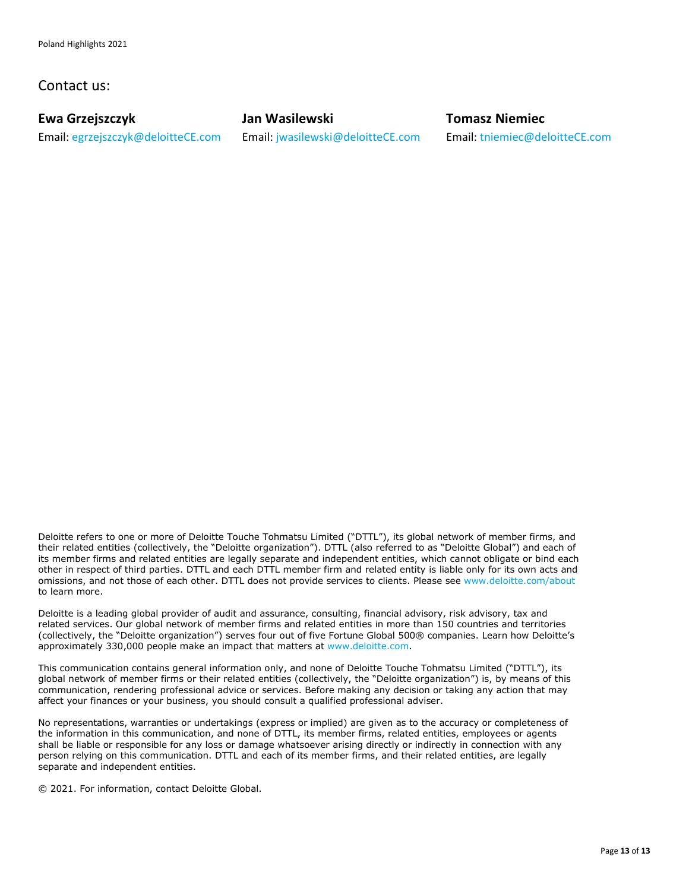## Contact us:

**Ewa Grzejszczyk**
Email: egrzejszczyk@deloitteCE.com

**Jan Wasilewski**
Email: jwasilewski@deloitteCE.com

**Tomasz Niemiec**
Email: tniemiec@deloitteCE.com

Deloitte refers to one or more of Deloitte Touche Tohmatsu Limited ("DTTL"), its global network of member firms, and their related entities (collectively, the "Deloitte organization"). DTTL (also referred to as "Deloitte Global") and each of its member firms and related entities are legally separate and independent entities, which cannot obligate or bind each other in respect of third parties. DTTL and each DTTL member firm and related entity is liable only for its own acts and omissions, and not those of each other. DTTL does not provide services to clients. Please see www.deloitte.com/about to learn more.

Deloitte is a leading global provider of audit and assurance, consulting, financial advisory, risk advisory, tax and related services. Our global network of member firms and related entities in more than 150 countries and territories (collectively, the "Deloitte organization") serves four out of five Fortune Global 500® companies. Learn how Deloitte's approximately 330,000 people make an impact that matters at www.deloitte.com.

This communication contains general information only, and none of Deloitte Touche Tohmatsu Limited ("DTTL"), its global network of member firms or their related entities (collectively, the "Deloitte organization") is, by means of this communication, rendering professional advice or services. Before making any decision or taking any action that may affect your finances or your business, you should consult a qualified professional adviser.

No representations, warranties or undertakings (express or implied) are given as to the accuracy or completeness of the information in this communication, and none of DTTL, its member firms, related entities, employees or agents shall be liable or responsible for any loss or damage whatsoever arising directly or indirectly in connection with any person relying on this communication. DTTL and each of its member firms, and their related entities, are legally separate and independent entities.

© 2021. For information, contact Deloitte Global.